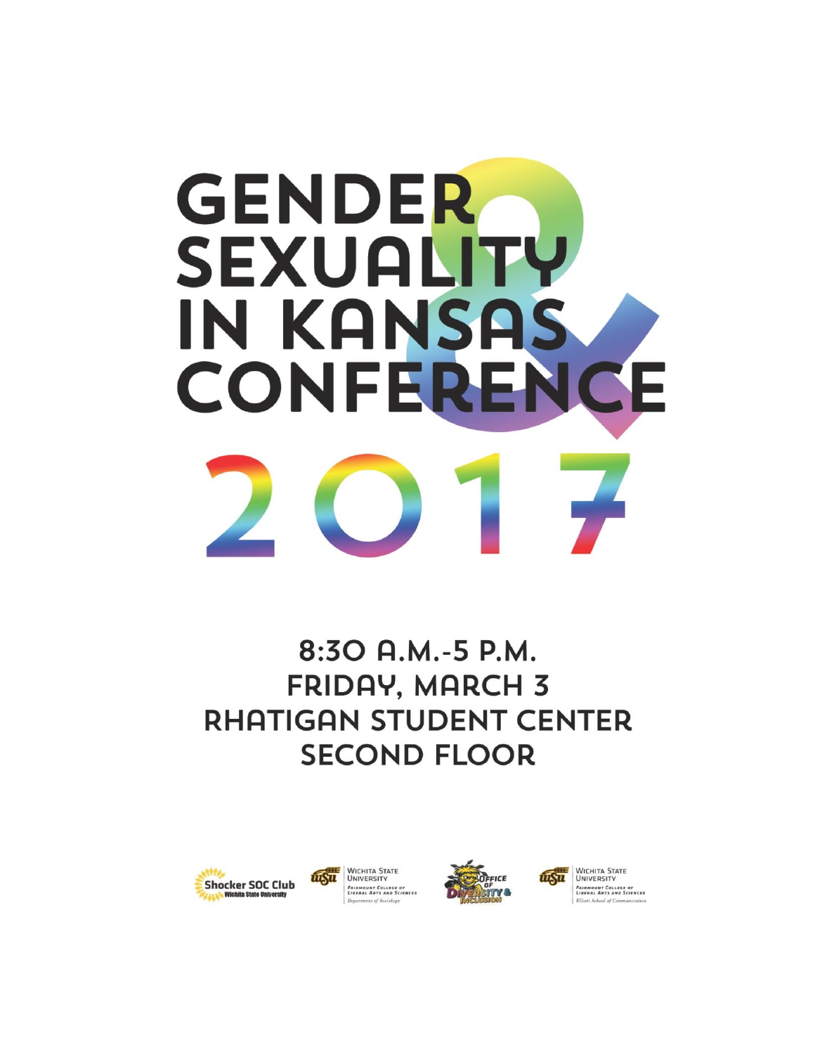# GENDER & SEXUALITY IN KANSAS CONFERENCE 2017

## 8:30 A.M.-5 P.M.
## FRIDAY, MARCH 3
## RHATIGAN STUDENT CENTER
## SECOND FLOOR

Shocker SOC Club
Wichita State University

Wichita State University
Fairmount College of Liberal Arts and Sciences
Department of Sociology

Office of Diversity & Inclusion

Wichita State University
Fairmount College of Liberal Arts and Sciences
Elliott School of Communication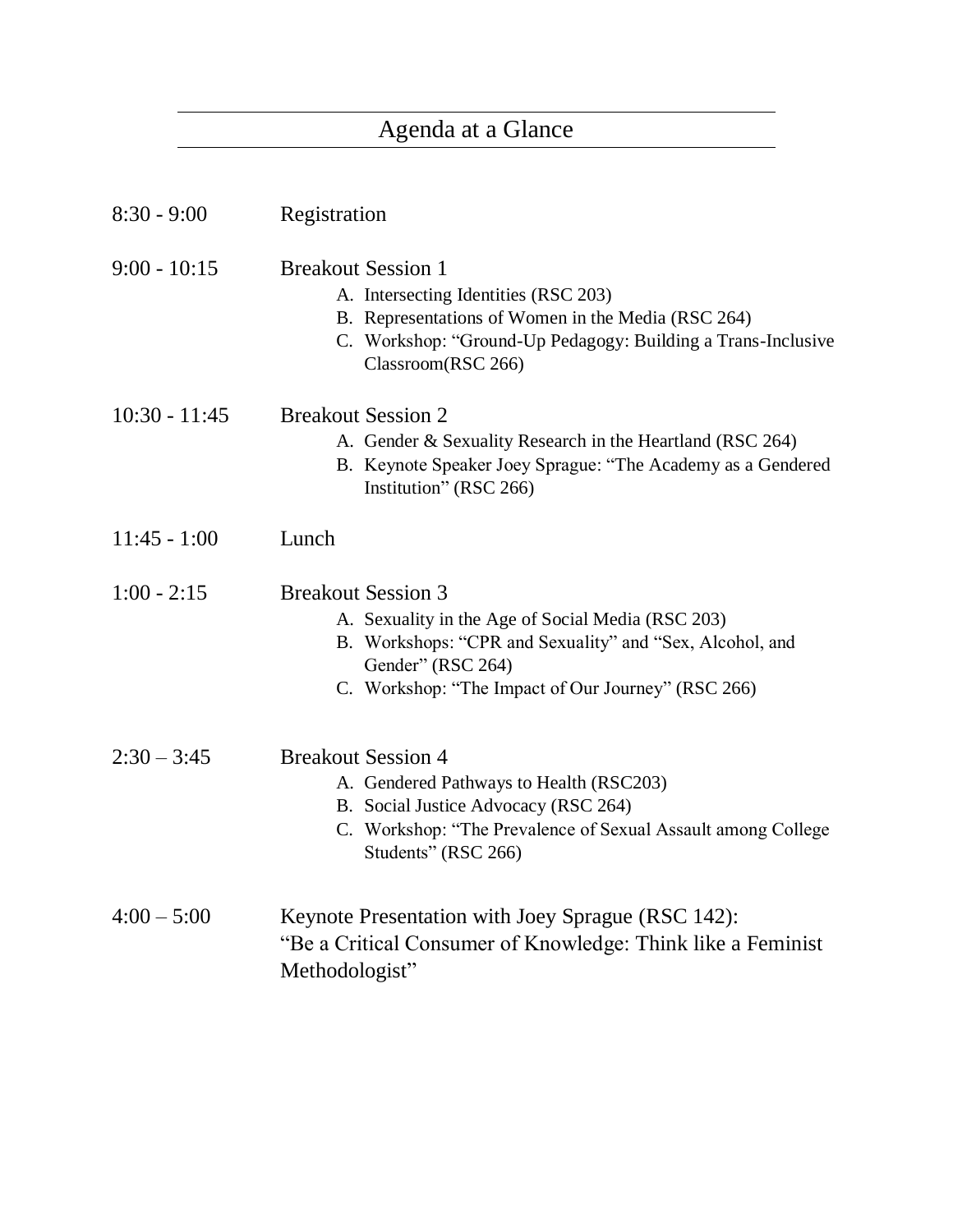# Agenda at a Glance

**8:30 - 9:00** Registration

**9:00 - 10:15** Breakout Session 1

A. Intersecting Identities (RSC 203)
B. Representations of Women in the Media (RSC 264)
C. Workshop: “Ground-Up Pedagogy: Building a Trans-Inclusive Classroom(RSC 266)

**10:30 - 11:45** Breakout Session 2

A. Gender & Sexuality Research in the Heartland (RSC 264)
B. Keynote Speaker Joey Sprague: “The Academy as a Gendered Institution” (RSC 266)

**11:45 - 1:00** Lunch

**1:00 - 2:15** Breakout Session 3

A. Sexuality in the Age of Social Media (RSC 203)
B. Workshops: “CPR and Sexuality” and “Sex, Alcohol, and Gender” (RSC 264)
C. Workshop: “The Impact of Our Journey” (RSC 266)

**2:30 – 3:45** Breakout Session 4

A. Gendered Pathways to Health (RSC203)
B. Social Justice Advocacy (RSC 264)
C. Workshop: “The Prevalence of Sexual Assault among College Students” (RSC 266)

**4:00 – 5:00** Keynote Presentation with Joey Sprague (RSC 142): “Be a Critical Consumer of Knowledge: Think like a Feminist Methodologist”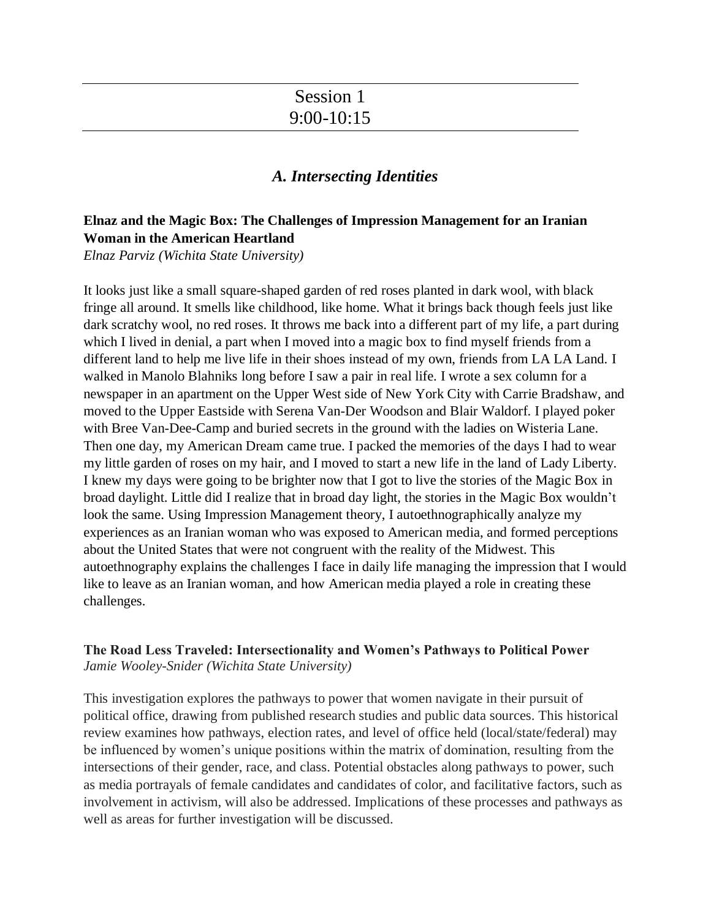# Session 1
# 9:00-10:15

## *A. Intersecting Identities*

**Elnaz and the Magic Box: The Challenges of Impression Management for an Iranian Woman in the American Heartland**
*Elnaz Parviz (Wichita State University)*

It looks just like a small square-shaped garden of red roses planted in dark wool, with black fringe all around. It smells like childhood, like home. What it brings back though feels just like dark scratchy wool, no red roses. It throws me back into a different part of my life, a part during which I lived in denial, a part when I moved into a magic box to find myself friends from a different land to help me live life in their shoes instead of my own, friends from LA LA Land. I walked in Manolo Blahniks long before I saw a pair in real life. I wrote a sex column for a newspaper in an apartment on the Upper West side of New York City with Carrie Bradshaw, and moved to the Upper Eastside with Serena Van-Der Woodson and Blair Waldorf. I played poker with Bree Van-Dee-Camp and buried secrets in the ground with the ladies on Wisteria Lane. Then one day, my American Dream came true. I packed the memories of the days I had to wear my little garden of roses on my hair, and I moved to start a new life in the land of Lady Liberty. I knew my days were going to be brighter now that I got to live the stories of the Magic Box in broad daylight. Little did I realize that in broad day light, the stories in the Magic Box wouldn't look the same. Using Impression Management theory, I autoethnographically analyze my experiences as an Iranian woman who was exposed to American media, and formed perceptions about the United States that were not congruent with the reality of the Midwest. This autoethnography explains the challenges I face in daily life managing the impression that I would like to leave as an Iranian woman, and how American media played a role in creating these challenges.

**The Road Less Traveled: Intersectionality and Women's Pathways to Political Power**
*Jamie Wooley-Snider (Wichita State University)*

This investigation explores the pathways to power that women navigate in their pursuit of political office, drawing from published research studies and public data sources. This historical review examines how pathways, election rates, and level of office held (local/state/federal) may be influenced by women's unique positions within the matrix of domination, resulting from the intersections of their gender, race, and class. Potential obstacles along pathways to power, such as media portrayals of female candidates and candidates of color, and facilitative factors, such as involvement in activism, will also be addressed. Implications of these processes and pathways as well as areas for further investigation will be discussed.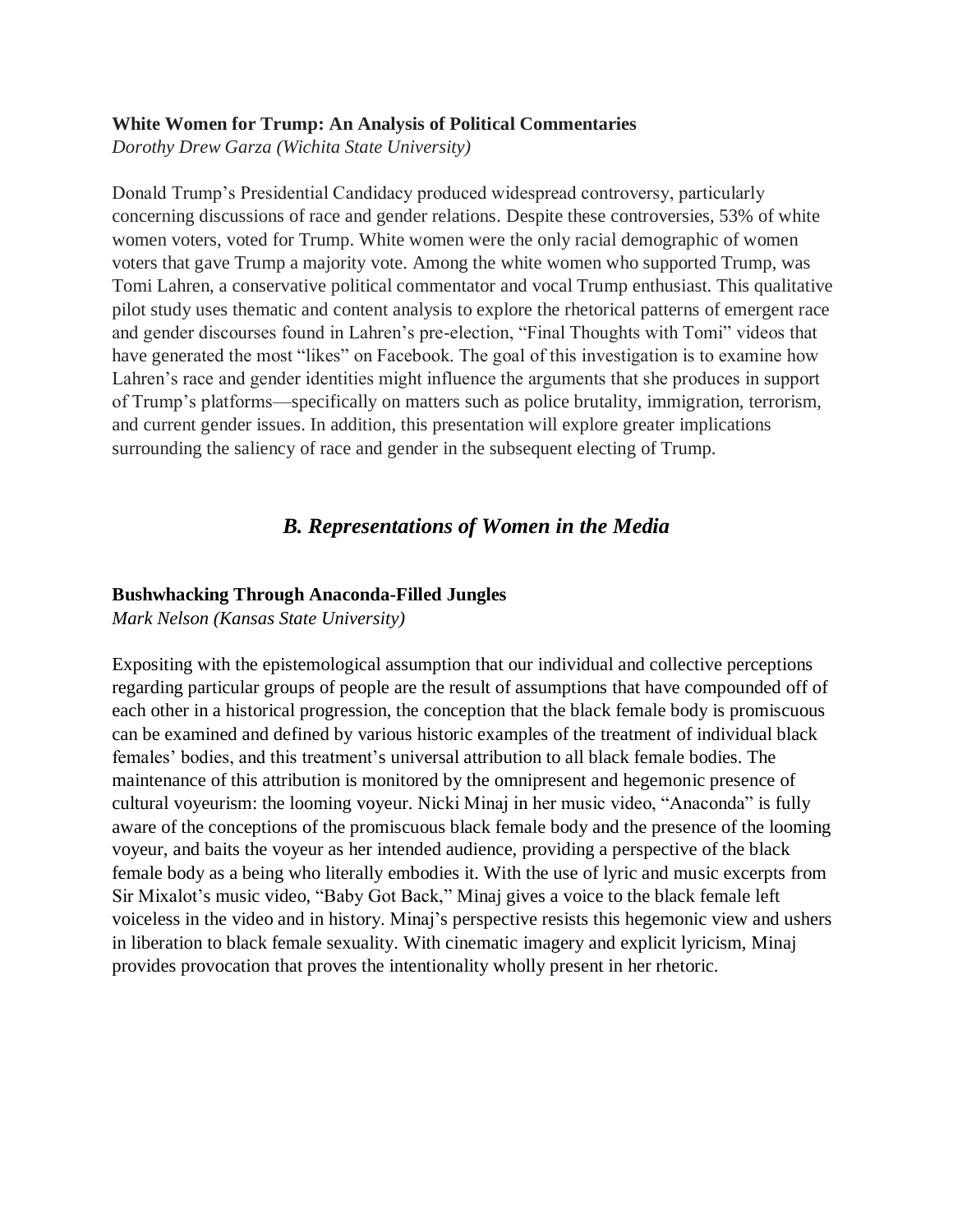**White Women for Trump: An Analysis of Political Commentaries**
*Dorothy Drew Garza (Wichita State University)*

Donald Trump's Presidential Candidacy produced widespread controversy, particularly concerning discussions of race and gender relations. Despite these controversies, 53% of white women voters, voted for Trump. White women were the only racial demographic of women voters that gave Trump a majority vote. Among the white women who supported Trump, was Tomi Lahren, a conservative political commentator and vocal Trump enthusiast. This qualitative pilot study uses thematic and content analysis to explore the rhetorical patterns of emergent race and gender discourses found in Lahren's pre-election, "Final Thoughts with Tomi" videos that have generated the most "likes" on Facebook. The goal of this investigation is to examine how Lahren's race and gender identities might influence the arguments that she produces in support of Trump's platforms—specifically on matters such as police brutality, immigration, terrorism, and current gender issues. In addition, this presentation will explore greater implications surrounding the saliency of race and gender in the subsequent electing of Trump.

## *B. Representations of Women in the Media*

**Bushwhacking Through Anaconda-Filled Jungles**
*Mark Nelson (Kansas State University)*

Expositing with the epistemological assumption that our individual and collective perceptions regarding particular groups of people are the result of assumptions that have compounded off of each other in a historical progression, the conception that the black female body is promiscuous can be examined and defined by various historic examples of the treatment of individual black females' bodies, and this treatment's universal attribution to all black female bodies. The maintenance of this attribution is monitored by the omnipresent and hegemonic presence of cultural voyeurism: the looming voyeur. Nicki Minaj in her music video, "Anaconda" is fully aware of the conceptions of the promiscuous black female body and the presence of the looming voyeur, and baits the voyeur as her intended audience, providing a perspective of the black female body as a being who literally embodies it. With the use of lyric and music excerpts from Sir Mixalot's music video, "Baby Got Back," Minaj gives a voice to the black female left voiceless in the video and in history. Minaj's perspective resists this hegemonic view and ushers in liberation to black female sexuality. With cinematic imagery and explicit lyricism, Minaj provides provocation that proves the intentionality wholly present in her rhetoric.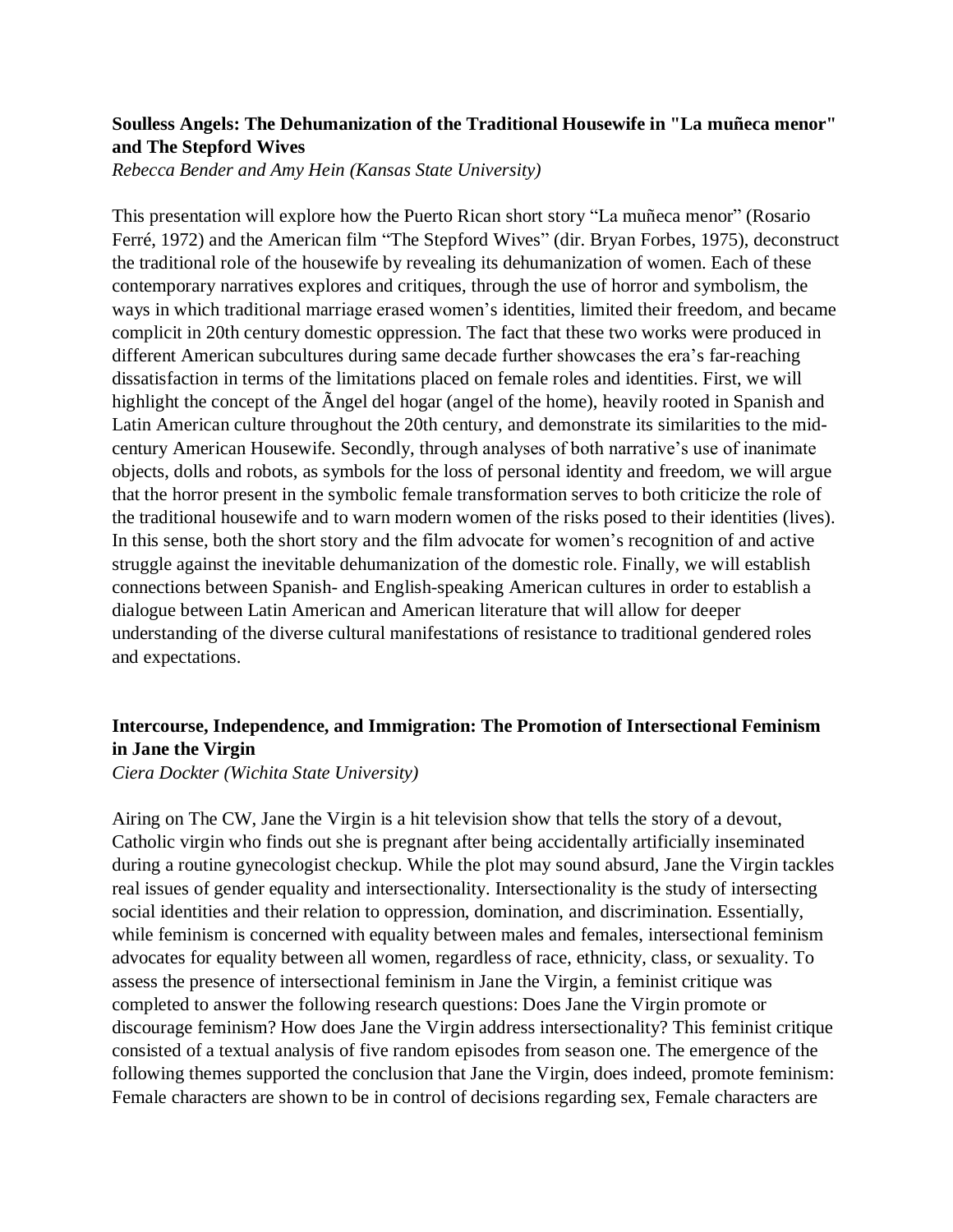**Soulless Angels: The Dehumanization of the Traditional Housewife in "La muñeca menor" and The Stepford Wives**

*Rebecca Bender and Amy Hein (Kansas State University)*

This presentation will explore how the Puerto Rican short story "La muñeca menor" (Rosario Ferré, 1972) and the American film "The Stepford Wives" (dir. Bryan Forbes, 1975), deconstruct the traditional role of the housewife by revealing its dehumanization of women. Each of these contemporary narratives explores and critiques, through the use of horror and symbolism, the ways in which traditional marriage erased women's identities, limited their freedom, and became complicit in 20th century domestic oppression. The fact that these two works were produced in different American subcultures during same decade further showcases the era's far-reaching dissatisfaction in terms of the limitations placed on female roles and identities. First, we will highlight the concept of the Ãngel del hogar (angel of the home), heavily rooted in Spanish and Latin American culture throughout the 20th century, and demonstrate its similarities to the mid-century American Housewife. Secondly, through analyses of both narrative's use of inanimate objects, dolls and robots, as symbols for the loss of personal identity and freedom, we will argue that the horror present in the symbolic female transformation serves to both criticize the role of the traditional housewife and to warn modern women of the risks posed to their identities (lives). In this sense, both the short story and the film advocate for women's recognition of and active struggle against the inevitable dehumanization of the domestic role. Finally, we will establish connections between Spanish- and English-speaking American cultures in order to establish a dialogue between Latin American and American literature that will allow for deeper understanding of the diverse cultural manifestations of resistance to traditional gendered roles and expectations.

**Intercourse, Independence, and Immigration: The Promotion of Intersectional Feminism in Jane the Virgin**

*Ciera Dockter (Wichita State University)*

Airing on The CW, Jane the Virgin is a hit television show that tells the story of a devout, Catholic virgin who finds out she is pregnant after being accidentally artificially inseminated during a routine gynecologist checkup. While the plot may sound absurd, Jane the Virgin tackles real issues of gender equality and intersectionality. Intersectionality is the study of intersecting social identities and their relation to oppression, domination, and discrimination. Essentially, while feminism is concerned with equality between males and females, intersectional feminism advocates for equality between all women, regardless of race, ethnicity, class, or sexuality. To assess the presence of intersectional feminism in Jane the Virgin, a feminist critique was completed to answer the following research questions: Does Jane the Virgin promote or discourage feminism? How does Jane the Virgin address intersectionality? This feminist critique consisted of a textual analysis of five random episodes from season one. The emergence of the following themes supported the conclusion that Jane the Virgin, does indeed, promote feminism: Female characters are shown to be in control of decisions regarding sex, Female characters are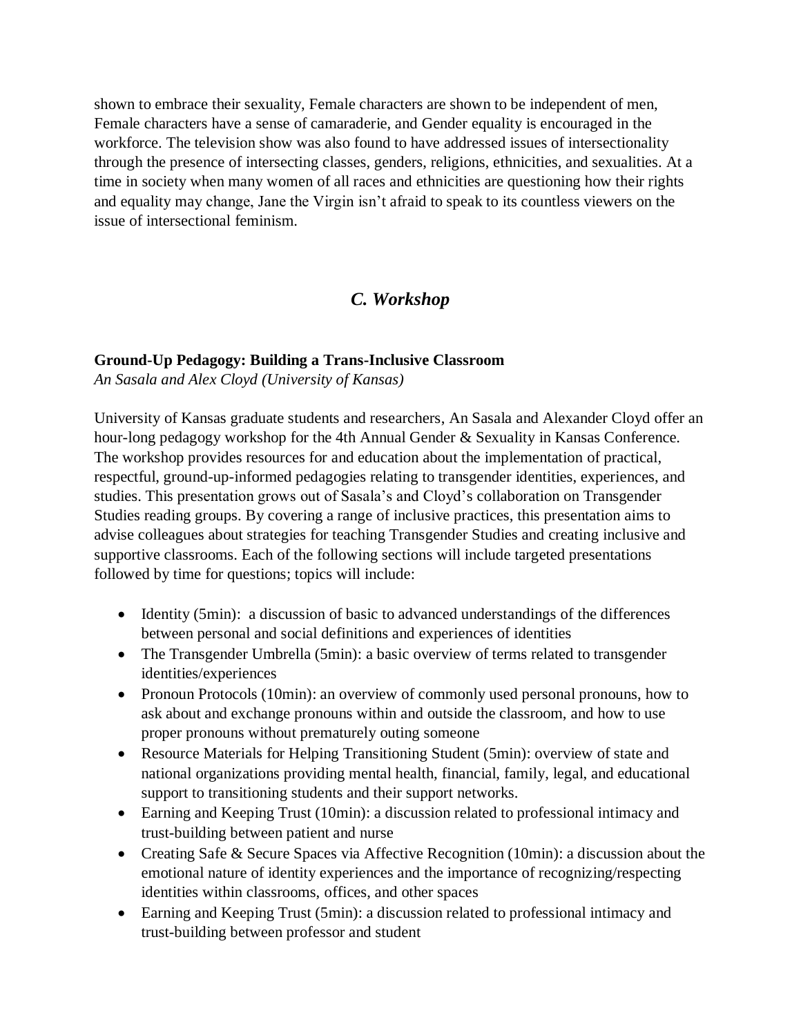shown to embrace their sexuality, Female characters are shown to be independent of men, Female characters have a sense of camaraderie, and Gender equality is encouraged in the workforce. The television show was also found to have addressed issues of intersectionality through the presence of intersecting classes, genders, religions, ethnicities, and sexualities. At a time in society when many women of all races and ethnicities are questioning how their rights and equality may change, Jane the Virgin isn't afraid to speak to its countless viewers on the issue of intersectional feminism.

## *C. Workshop*

**Ground-Up Pedagogy: Building a Trans-Inclusive Classroom**
*An Sasala and Alex Cloyd (University of Kansas)*

University of Kansas graduate students and researchers, An Sasala and Alexander Cloyd offer an hour-long pedagogy workshop for the 4th Annual Gender & Sexuality in Kansas Conference. The workshop provides resources for and education about the implementation of practical, respectful, ground-up-informed pedagogies relating to transgender identities, experiences, and studies. This presentation grows out of Sasala's and Cloyd's collaboration on Transgender Studies reading groups. By covering a range of inclusive practices, this presentation aims to advise colleagues about strategies for teaching Transgender Studies and creating inclusive and supportive classrooms. Each of the following sections will include targeted presentations followed by time for questions; topics will include:

- Identity (5min): a discussion of basic to advanced understandings of the differences between personal and social definitions and experiences of identities
- The Transgender Umbrella (5min): a basic overview of terms related to transgender identities/experiences
- Pronoun Protocols (10min): an overview of commonly used personal pronouns, how to ask about and exchange pronouns within and outside the classroom, and how to use proper pronouns without prematurely outing someone
- Resource Materials for Helping Transitioning Student (5min): overview of state and national organizations providing mental health, financial, family, legal, and educational support to transitioning students and their support networks.
- Earning and Keeping Trust (10min): a discussion related to professional intimacy and trust-building between patient and nurse
- Creating Safe & Secure Spaces via Affective Recognition (10min): a discussion about the emotional nature of identity experiences and the importance of recognizing/respecting identities within classrooms, offices, and other spaces
- Earning and Keeping Trust (5min): a discussion related to professional intimacy and trust-building between professor and student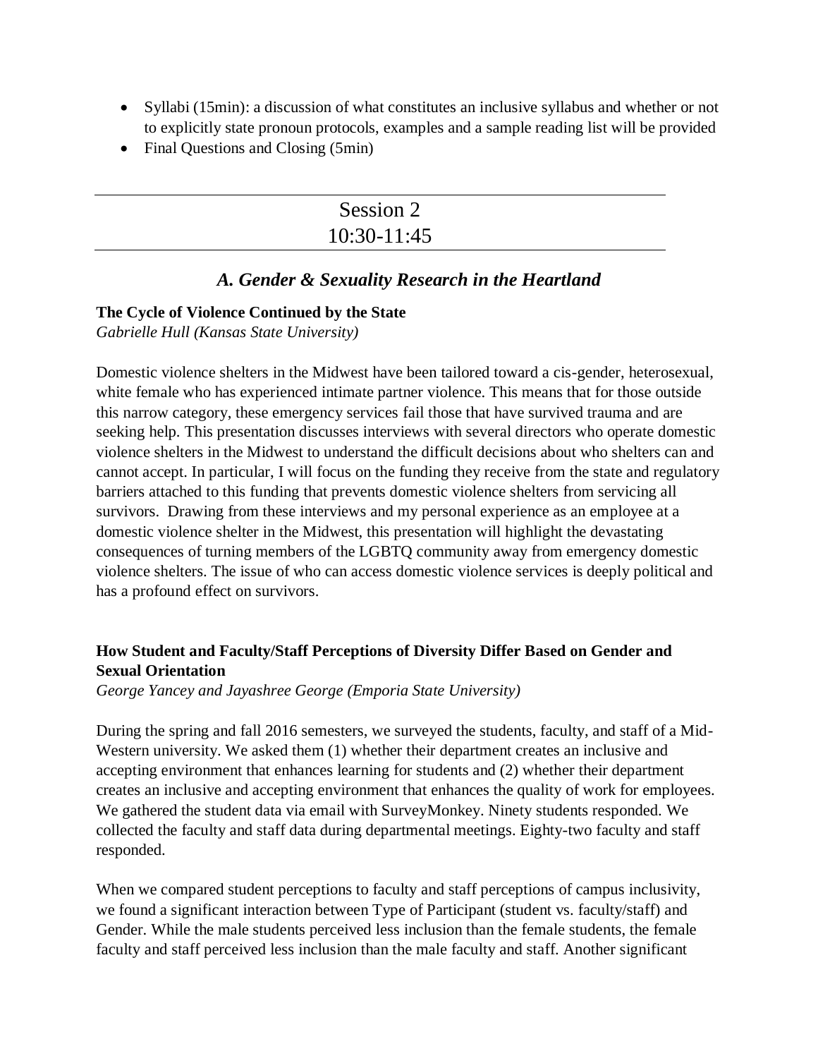- Syllabi (15min): a discussion of what constitutes an inclusive syllabus and whether or not to explicitly state pronoun protocols, examples and a sample reading list will be provided
- Final Questions and Closing (5min)

---

## Session 2
## 10:30-11:45

---

### *A. Gender & Sexuality Research in the Heartland*

**The Cycle of Violence Continued by the State**
*Gabrielle Hull (Kansas State University)*

Domestic violence shelters in the Midwest have been tailored toward a cis-gender, heterosexual, white female who has experienced intimate partner violence. This means that for those outside this narrow category, these emergency services fail those that have survived trauma and are seeking help. This presentation discusses interviews with several directors who operate domestic violence shelters in the Midwest to understand the difficult decisions about who shelters can and cannot accept. In particular, I will focus on the funding they receive from the state and regulatory barriers attached to this funding that prevents domestic violence shelters from servicing all survivors. Drawing from these interviews and my personal experience as an employee at a domestic violence shelter in the Midwest, this presentation will highlight the devastating consequences of turning members of the LGBTQ community away from emergency domestic violence shelters. The issue of who can access domestic violence services is deeply political and has a profound effect on survivors.

**How Student and Faculty/Staff Perceptions of Diversity Differ Based on Gender and Sexual Orientation**
*George Yancey and Jayashree George (Emporia State University)*

During the spring and fall 2016 semesters, we surveyed the students, faculty, and staff of a Mid-Western university. We asked them (1) whether their department creates an inclusive and accepting environment that enhances learning for students and (2) whether their department creates an inclusive and accepting environment that enhances the quality of work for employees. We gathered the student data via email with SurveyMonkey. Ninety students responded. We collected the faculty and staff data during departmental meetings. Eighty-two faculty and staff responded.

When we compared student perceptions to faculty and staff perceptions of campus inclusivity, we found a significant interaction between Type of Participant (student vs. faculty/staff) and Gender. While the male students perceived less inclusion than the female students, the female faculty and staff perceived less inclusion than the male faculty and staff. Another significant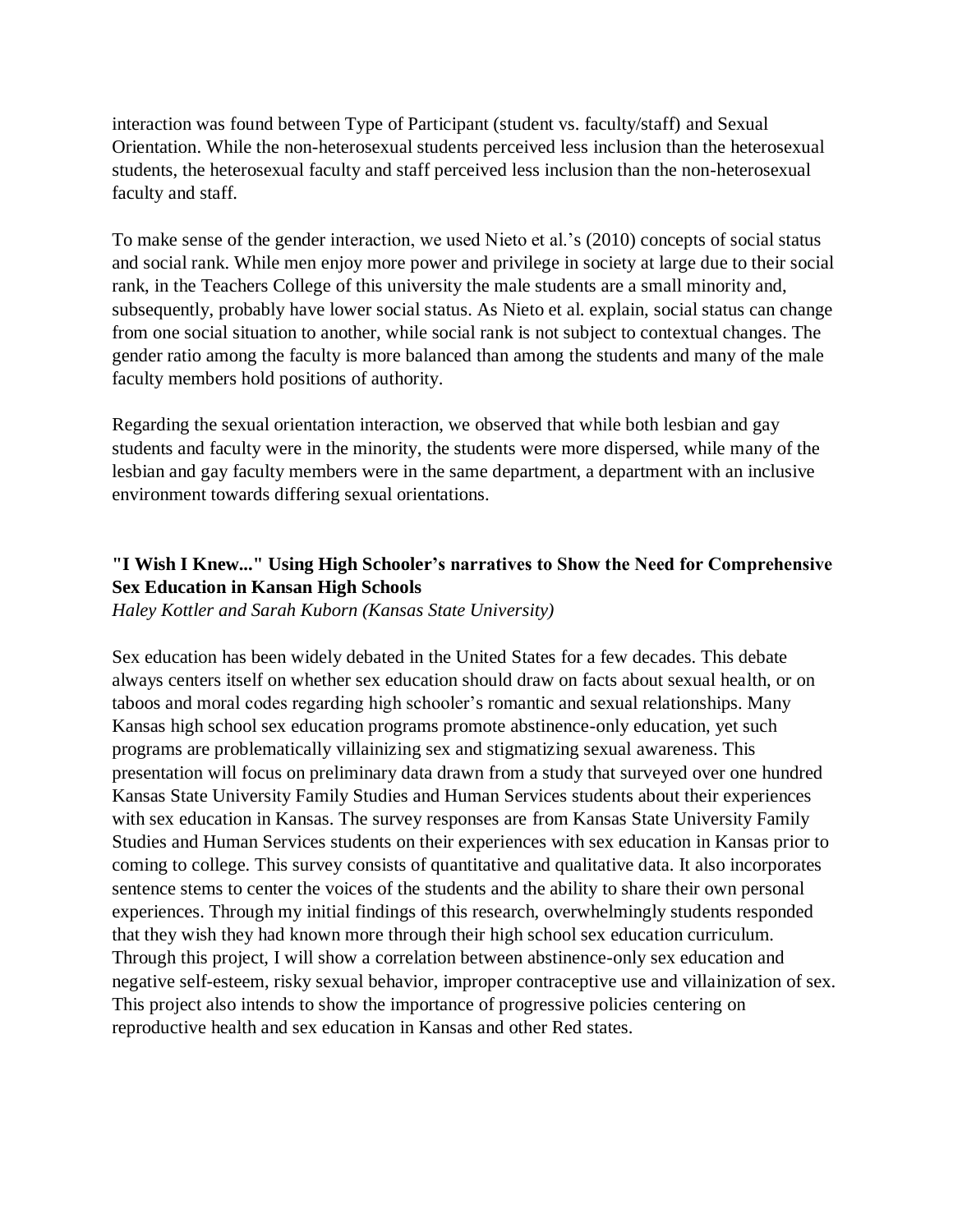interaction was found between Type of Participant (student vs. faculty/staff) and Sexual Orientation. While the non-heterosexual students perceived less inclusion than the heterosexual students, the heterosexual faculty and staff perceived less inclusion than the non-heterosexual faculty and staff.

To make sense of the gender interaction, we used Nieto et al.'s (2010) concepts of social status and social rank. While men enjoy more power and privilege in society at large due to their social rank, in the Teachers College of this university the male students are a small minority and, subsequently, probably have lower social status. As Nieto et al. explain, social status can change from one social situation to another, while social rank is not subject to contextual changes. The gender ratio among the faculty is more balanced than among the students and many of the male faculty members hold positions of authority.

Regarding the sexual orientation interaction, we observed that while both lesbian and gay students and faculty were in the minority, the students were more dispersed, while many of the lesbian and gay faculty members were in the same department, a department with an inclusive environment towards differing sexual orientations.

### "I Wish I Knew..." Using High Schooler's narratives to Show the Need for Comprehensive Sex Education in Kansan High Schools

*Haley Kottler and Sarah Kuborn (Kansas State University)*

Sex education has been widely debated in the United States for a few decades. This debate always centers itself on whether sex education should draw on facts about sexual health, or on taboos and moral codes regarding high schooler's romantic and sexual relationships. Many Kansas high school sex education programs promote abstinence-only education, yet such programs are problematically villainizing sex and stigmatizing sexual awareness. This presentation will focus on preliminary data drawn from a study that surveyed over one hundred Kansas State University Family Studies and Human Services students about their experiences with sex education in Kansas. The survey responses are from Kansas State University Family Studies and Human Services students on their experiences with sex education in Kansas prior to coming to college. This survey consists of quantitative and qualitative data. It also incorporates sentence stems to center the voices of the students and the ability to share their own personal experiences. Through my initial findings of this research, overwhelmingly students responded that they wish they had known more through their high school sex education curriculum. Through this project, I will show a correlation between abstinence-only sex education and negative self-esteem, risky sexual behavior, improper contraceptive use and villainization of sex. This project also intends to show the importance of progressive policies centering on reproductive health and sex education in Kansas and other Red states.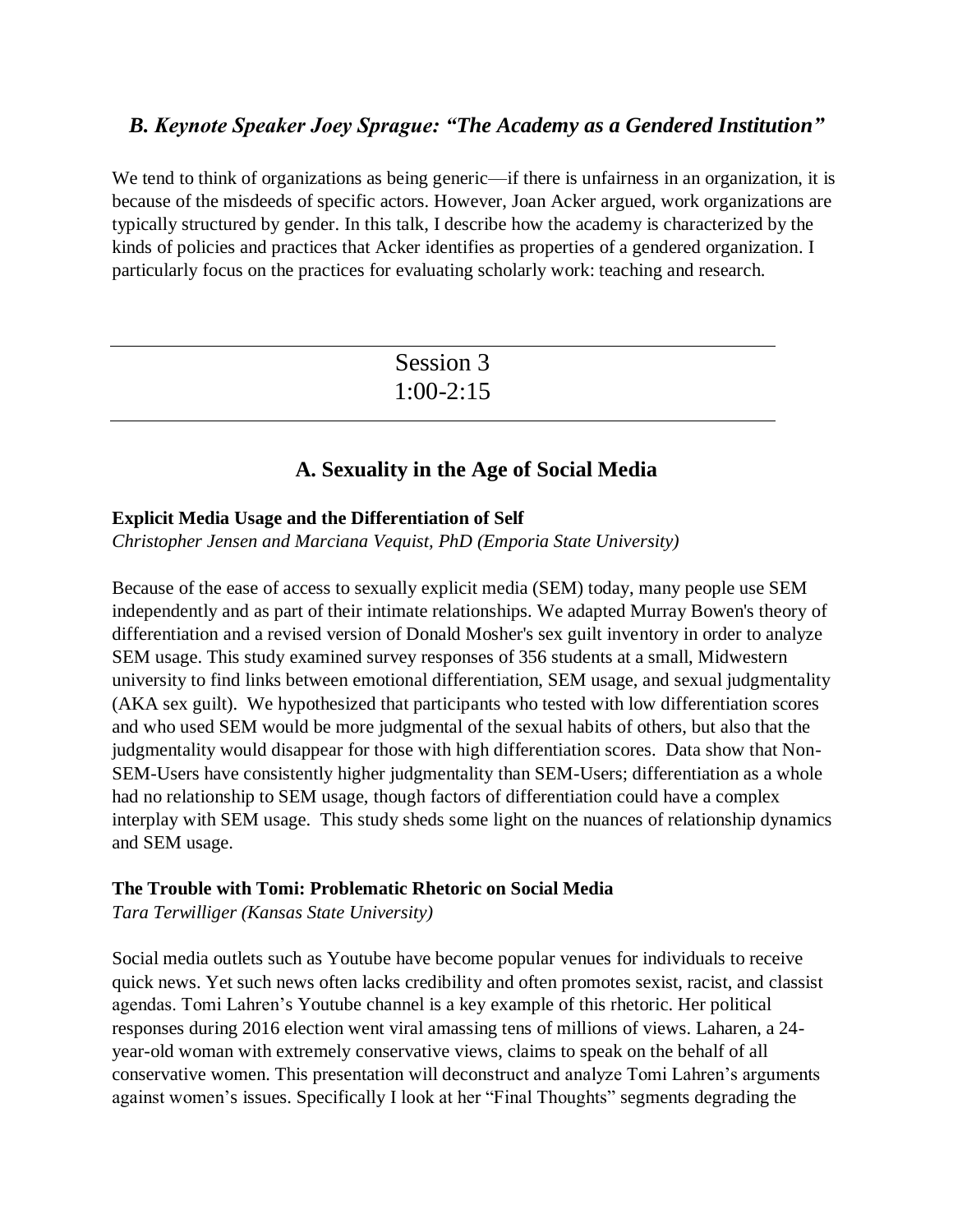### *B. Keynote Speaker Joey Sprague: "The Academy as a Gendered Institution"*

We tend to think of organizations as being generic—if there is unfairness in an organization, it is because of the misdeeds of specific actors. However, Joan Acker argued, work organizations are typically structured by gender. In this talk, I describe how the academy is characterized by the kinds of policies and practices that Acker identifies as properties of a gendered organization. I particularly focus on the practices for evaluating scholarly work: teaching and research.

---

## Session 3
## 1:00-2:15

---

### A. Sexuality in the Age of Social Media

**Explicit Media Usage and the Differentiation of Self**
*Christopher Jensen and Marciana Vequist, PhD (Emporia State University)*

Because of the ease of access to sexually explicit media (SEM) today, many people use SEM independently and as part of their intimate relationships. We adapted Murray Bowen's theory of differentiation and a revised version of Donald Mosher's sex guilt inventory in order to analyze SEM usage. This study examined survey responses of 356 students at a small, Midwestern university to find links between emotional differentiation, SEM usage, and sexual judgmentality (AKA sex guilt). We hypothesized that participants who tested with low differentiation scores and who used SEM would be more judgmental of the sexual habits of others, but also that the judgmentality would disappear for those with high differentiation scores. Data show that Non-SEM-Users have consistently higher judgmentality than SEM-Users; differentiation as a whole had no relationship to SEM usage, though factors of differentiation could have a complex interplay with SEM usage. This study sheds some light on the nuances of relationship dynamics and SEM usage.

**The Trouble with Tomi: Problematic Rhetoric on Social Media**
*Tara Terwilliger (Kansas State University)*

Social media outlets such as Youtube have become popular venues for individuals to receive quick news. Yet such news often lacks credibility and often promotes sexist, racist, and classist agendas. Tomi Lahren's Youtube channel is a key example of this rhetoric. Her political responses during 2016 election went viral amassing tens of millions of views. Laharen, a 24-year-old woman with extremely conservative views, claims to speak on the behalf of all conservative women. This presentation will deconstruct and analyze Tomi Lahren's arguments against women's issues. Specifically I look at her "Final Thoughts" segments degrading the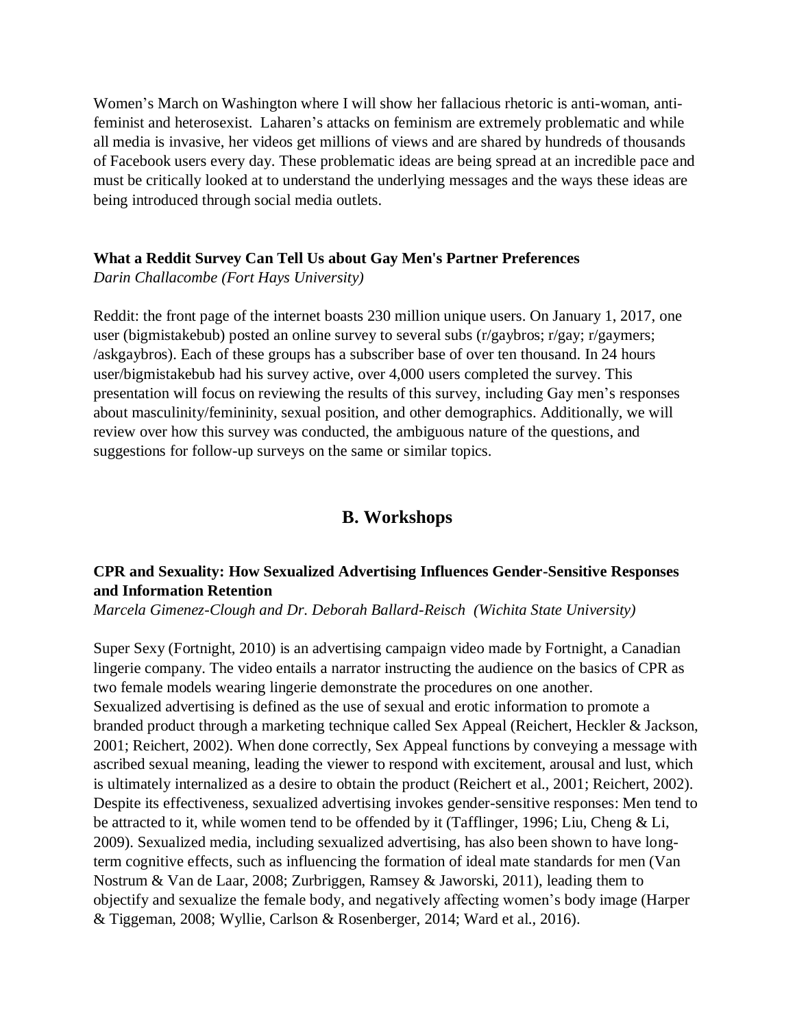Women's March on Washington where I will show her fallacious rhetoric is anti-woman, anti-feminist and heterosexist. Laharen's attacks on feminism are extremely problematic and while all media is invasive, her videos get millions of views and are shared by hundreds of thousands of Facebook users every day. These problematic ideas are being spread at an incredible pace and must be critically looked at to understand the underlying messages and the ways these ideas are being introduced through social media outlets.

**What a Reddit Survey Can Tell Us about Gay Men's Partner Preferences**
*Darin Challacombe (Fort Hays University)*

Reddit: the front page of the internet boasts 230 million unique users. On January 1, 2017, one user (bigmistakebub) posted an online survey to several subs (r/gaybros; r/gay; r/gaymers; /askgaybros). Each of these groups has a subscriber base of over ten thousand. In 24 hours user/bigmistakebub had his survey active, over 4,000 users completed the survey. This presentation will focus on reviewing the results of this survey, including Gay men's responses about masculinity/femininity, sexual position, and other demographics. Additionally, we will review over how this survey was conducted, the ambiguous nature of the questions, and suggestions for follow-up surveys on the same or similar topics.

## B. Workshops

**CPR and Sexuality: How Sexualized Advertising Influences Gender-Sensitive Responses and Information Retention**
*Marcela Gimenez-Clough and Dr. Deborah Ballard-Reisch (Wichita State University)*

Super Sexy (Fortnight, 2010) is an advertising campaign video made by Fortnight, a Canadian lingerie company. The video entails a narrator instructing the audience on the basics of CPR as two female models wearing lingerie demonstrate the procedures on one another.
Sexualized advertising is defined as the use of sexual and erotic information to promote a branded product through a marketing technique called Sex Appeal (Reichert, Heckler & Jackson, 2001; Reichert, 2002). When done correctly, Sex Appeal functions by conveying a message with ascribed sexual meaning, leading the viewer to respond with excitement, arousal and lust, which is ultimately internalized as a desire to obtain the product (Reichert et al., 2001; Reichert, 2002). Despite its effectiveness, sexualized advertising invokes gender-sensitive responses: Men tend to be attracted to it, while women tend to be offended by it (Tafflinger, 1996; Liu, Cheng & Li, 2009). Sexualized media, including sexualized advertising, has also been shown to have long-term cognitive effects, such as influencing the formation of ideal mate standards for men (Van Nostrum & Van de Laar, 2008; Zurbriggen, Ramsey & Jaworski, 2011), leading them to objectify and sexualize the female body, and negatively affecting women's body image (Harper & Tiggeman, 2008; Wyllie, Carlson & Rosenberger, 2014; Ward et al., 2016).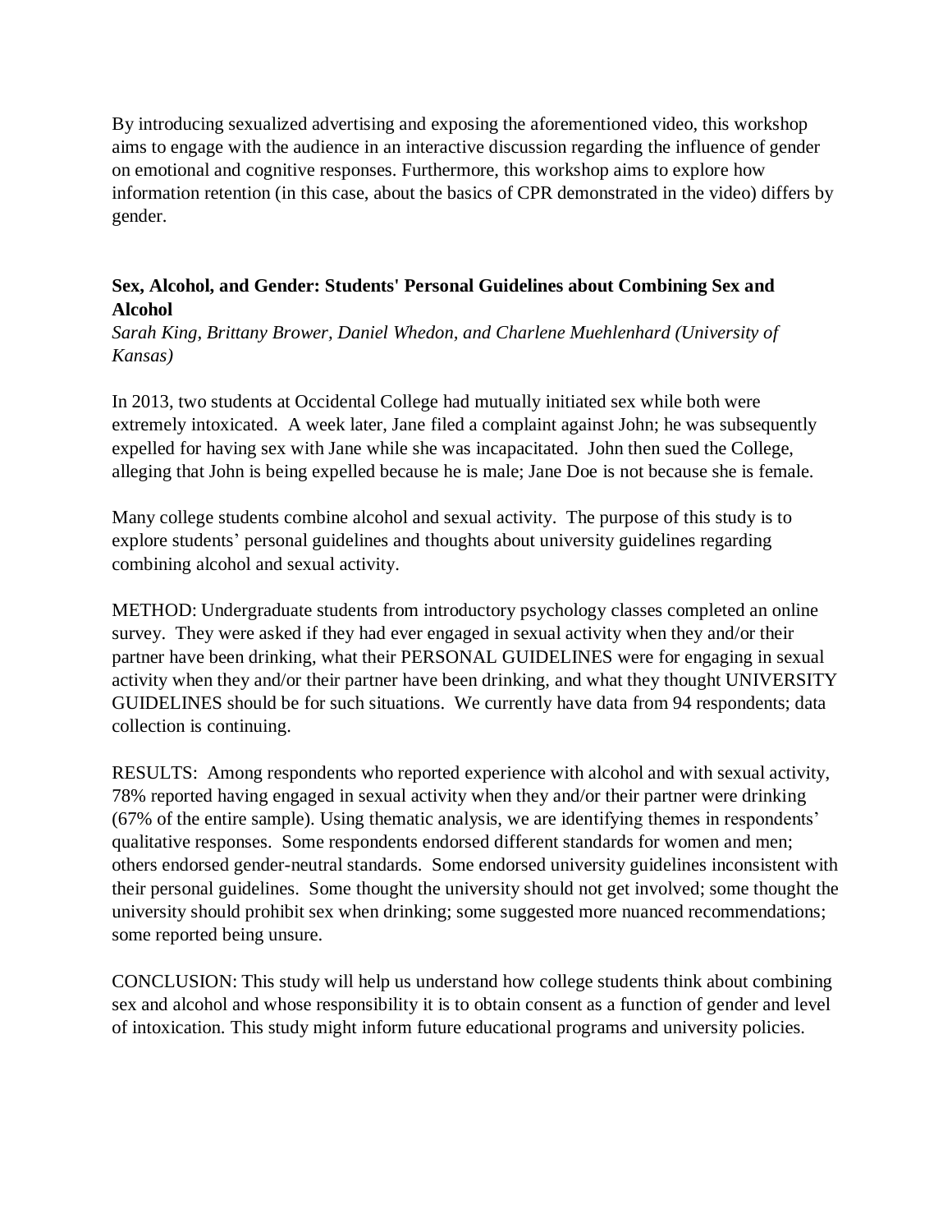By introducing sexualized advertising and exposing the aforementioned video, this workshop aims to engage with the audience in an interactive discussion regarding the influence of gender on emotional and cognitive responses. Furthermore, this workshop aims to explore how information retention (in this case, about the basics of CPR demonstrated in the video) differs by gender.

### Sex, Alcohol, and Gender: Students' Personal Guidelines about Combining Sex and Alcohol

*Sarah King, Brittany Brower, Daniel Whedon, and Charlene Muehlenhard (University of Kansas)*

In 2013, two students at Occidental College had mutually initiated sex while both were extremely intoxicated. A week later, Jane filed a complaint against John; he was subsequently expelled for having sex with Jane while she was incapacitated. John then sued the College, alleging that John is being expelled because he is male; Jane Doe is not because she is female.

Many college students combine alcohol and sexual activity. The purpose of this study is to explore students' personal guidelines and thoughts about university guidelines regarding combining alcohol and sexual activity.

METHOD: Undergraduate students from introductory psychology classes completed an online survey. They were asked if they had ever engaged in sexual activity when they and/or their partner have been drinking, what their PERSONAL GUIDELINES were for engaging in sexual activity when they and/or their partner have been drinking, and what they thought UNIVERSITY GUIDELINES should be for such situations. We currently have data from 94 respondents; data collection is continuing.

RESULTS: Among respondents who reported experience with alcohol and with sexual activity, 78% reported having engaged in sexual activity when they and/or their partner were drinking (67% of the entire sample). Using thematic analysis, we are identifying themes in respondents' qualitative responses. Some respondents endorsed different standards for women and men; others endorsed gender-neutral standards. Some endorsed university guidelines inconsistent with their personal guidelines. Some thought the university should not get involved; some thought the university should prohibit sex when drinking; some suggested more nuanced recommendations; some reported being unsure.

CONCLUSION: This study will help us understand how college students think about combining sex and alcohol and whose responsibility it is to obtain consent as a function of gender and level of intoxication. This study might inform future educational programs and university policies.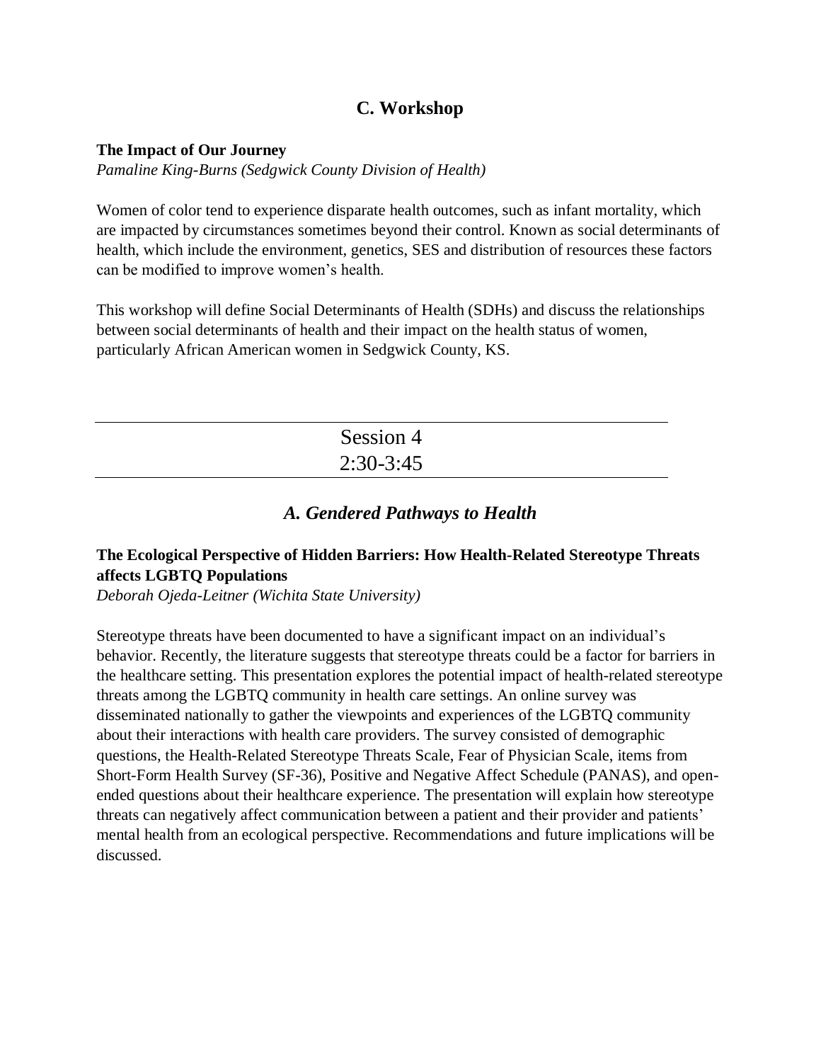## C. Workshop

**The Impact of Our Journey**
*Pamaline King-Burns (Sedgwick County Division of Health)*

Women of color tend to experience disparate health outcomes, such as infant mortality, which are impacted by circumstances sometimes beyond their control. Known as social determinants of health, which include the environment, genetics, SES and distribution of resources these factors can be modified to improve women's health.

This workshop will define Social Determinants of Health (SDHs) and discuss the relationships between social determinants of health and their impact on the health status of women, particularly African American women in Sedgwick County, KS.

---

# Session 4
# 2:30-3:45

---

## *A. Gendered Pathways to Health*

**The Ecological Perspective of Hidden Barriers: How Health-Related Stereotype Threats affects LGBTQ Populations**
*Deborah Ojeda-Leitner (Wichita State University)*

Stereotype threats have been documented to have a significant impact on an individual's behavior. Recently, the literature suggests that stereotype threats could be a factor for barriers in the healthcare setting. This presentation explores the potential impact of health-related stereotype threats among the LGBTQ community in health care settings. An online survey was disseminated nationally to gather the viewpoints and experiences of the LGBTQ community about their interactions with health care providers. The survey consisted of demographic questions, the Health-Related Stereotype Threats Scale, Fear of Physician Scale, items from Short-Form Health Survey (SF-36), Positive and Negative Affect Schedule (PANAS), and open-ended questions about their healthcare experience. The presentation will explain how stereotype threats can negatively affect communication between a patient and their provider and patients' mental health from an ecological perspective. Recommendations and future implications will be discussed.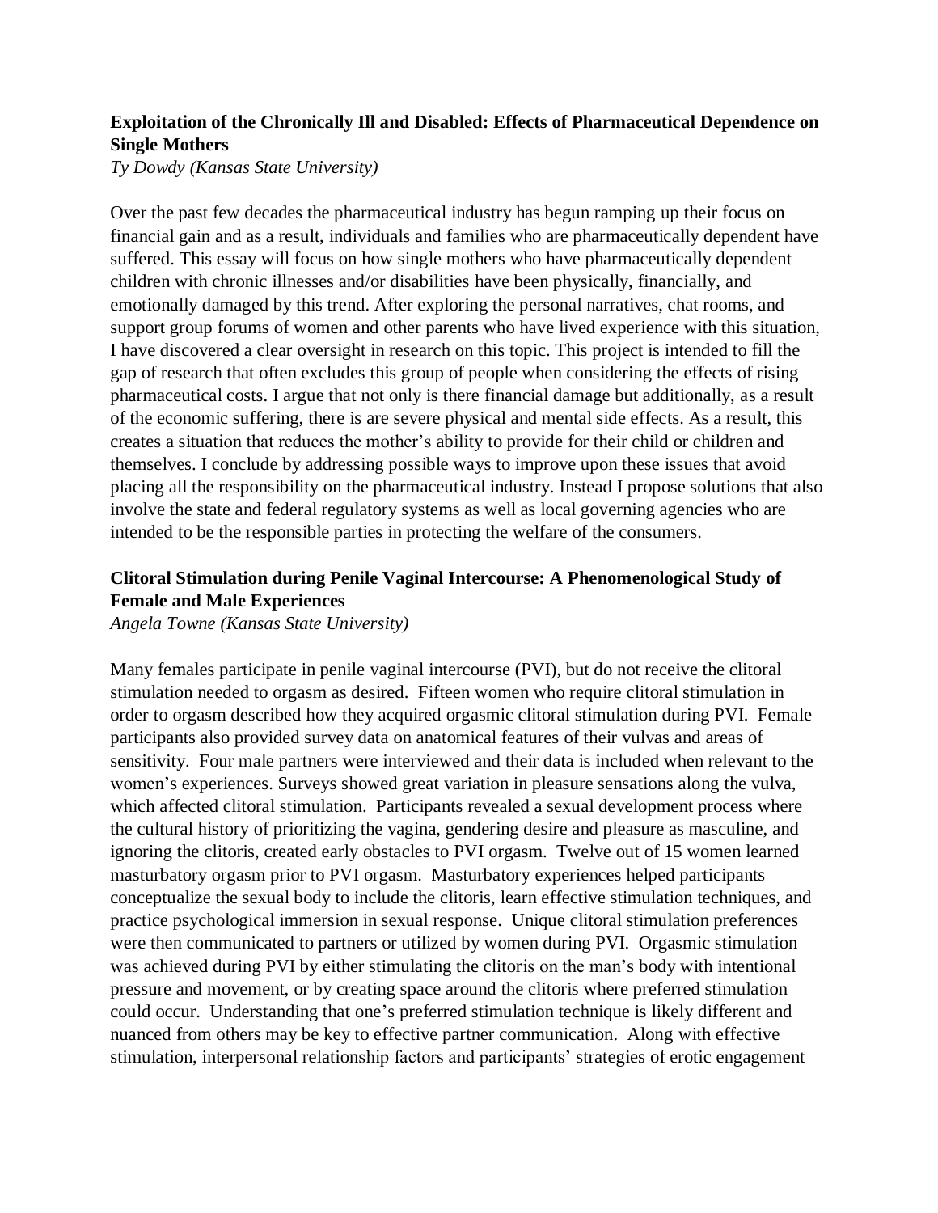### Exploitation of the Chronically Ill and Disabled: Effects of Pharmaceutical Dependence on Single Mothers

*Ty Dowdy (Kansas State University)*

Over the past few decades the pharmaceutical industry has begun ramping up their focus on financial gain and as a result, individuals and families who are pharmaceutically dependent have suffered. This essay will focus on how single mothers who have pharmaceutically dependent children with chronic illnesses and/or disabilities have been physically, financially, and emotionally damaged by this trend. After exploring the personal narratives, chat rooms, and support group forums of women and other parents who have lived experience with this situation, I have discovered a clear oversight in research on this topic. This project is intended to fill the gap of research that often excludes this group of people when considering the effects of rising pharmaceutical costs. I argue that not only is there financial damage but additionally, as a result of the economic suffering, there is are severe physical and mental side effects. As a result, this creates a situation that reduces the mother's ability to provide for their child or children and themselves. I conclude by addressing possible ways to improve upon these issues that avoid placing all the responsibility on the pharmaceutical industry. Instead I propose solutions that also involve the state and federal regulatory systems as well as local governing agencies who are intended to be the responsible parties in protecting the welfare of the consumers.

### Clitoral Stimulation during Penile Vaginal Intercourse: A Phenomenological Study of Female and Male Experiences

*Angela Towne (Kansas State University)*

Many females participate in penile vaginal intercourse (PVI), but do not receive the clitoral stimulation needed to orgasm as desired. Fifteen women who require clitoral stimulation in order to orgasm described how they acquired orgasmic clitoral stimulation during PVI. Female participants also provided survey data on anatomical features of their vulvas and areas of sensitivity. Four male partners were interviewed and their data is included when relevant to the women's experiences. Surveys showed great variation in pleasure sensations along the vulva, which affected clitoral stimulation. Participants revealed a sexual development process where the cultural history of prioritizing the vagina, gendering desire and pleasure as masculine, and ignoring the clitoris, created early obstacles to PVI orgasm. Twelve out of 15 women learned masturbatory orgasm prior to PVI orgasm. Masturbatory experiences helped participants conceptualize the sexual body to include the clitoris, learn effective stimulation techniques, and practice psychological immersion in sexual response. Unique clitoral stimulation preferences were then communicated to partners or utilized by women during PVI. Orgasmic stimulation was achieved during PVI by either stimulating the clitoris on the man's body with intentional pressure and movement, or by creating space around the clitoris where preferred stimulation could occur. Understanding that one's preferred stimulation technique is likely different and nuanced from others may be key to effective partner communication. Along with effective stimulation, interpersonal relationship factors and participants' strategies of erotic engagement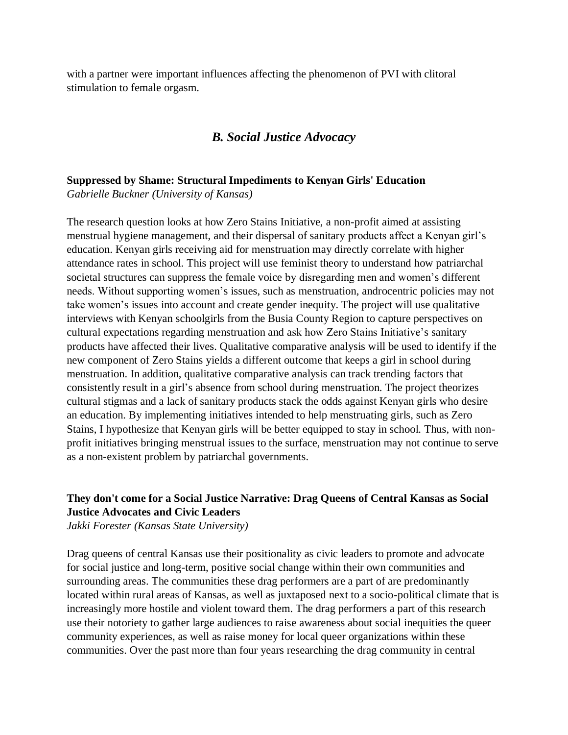with a partner were important influences affecting the phenomenon of PVI with clitoral stimulation to female orgasm.

## *B. Social Justice Advocacy*

**Suppressed by Shame: Structural Impediments to Kenyan Girls' Education**
*Gabrielle Buckner (University of Kansas)*

The research question looks at how Zero Stains Initiative, a non-profit aimed at assisting menstrual hygiene management, and their dispersal of sanitary products affect a Kenyan girl's education. Kenyan girls receiving aid for menstruation may directly correlate with higher attendance rates in school. This project will use feminist theory to understand how patriarchal societal structures can suppress the female voice by disregarding men and women's different needs. Without supporting women's issues, such as menstruation, androcentric policies may not take women's issues into account and create gender inequity. The project will use qualitative interviews with Kenyan schoolgirls from the Busia County Region to capture perspectives on cultural expectations regarding menstruation and ask how Zero Stains Initiative's sanitary products have affected their lives. Qualitative comparative analysis will be used to identify if the new component of Zero Stains yields a different outcome that keeps a girl in school during menstruation. In addition, qualitative comparative analysis can track trending factors that consistently result in a girl's absence from school during menstruation. The project theorizes cultural stigmas and a lack of sanitary products stack the odds against Kenyan girls who desire an education. By implementing initiatives intended to help menstruating girls, such as Zero Stains, I hypothesize that Kenyan girls will be better equipped to stay in school. Thus, with non-profit initiatives bringing menstrual issues to the surface, menstruation may not continue to serve as a non-existent problem by patriarchal governments.

**They don't come for a Social Justice Narrative: Drag Queens of Central Kansas as Social Justice Advocates and Civic Leaders**
*Jakki Forester (Kansas State University)*

Drag queens of central Kansas use their positionality as civic leaders to promote and advocate for social justice and long-term, positive social change within their own communities and surrounding areas. The communities these drag performers are a part of are predominantly located within rural areas of Kansas, as well as juxtaposed next to a socio-political climate that is increasingly more hostile and violent toward them. The drag performers a part of this research use their notoriety to gather large audiences to raise awareness about social inequities the queer community experiences, as well as raise money for local queer organizations within these communities. Over the past more than four years researching the drag community in central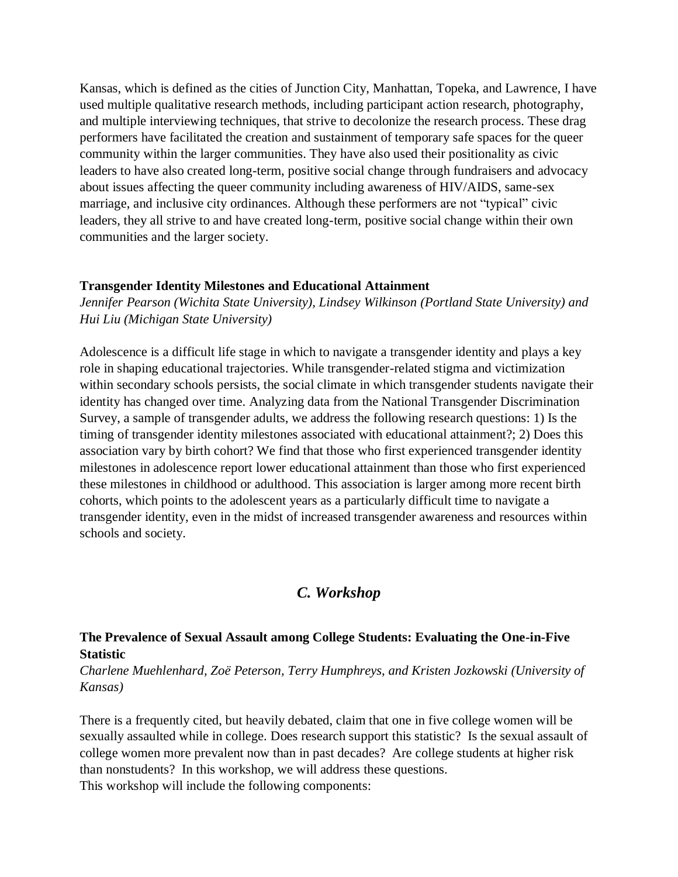Kansas, which is defined as the cities of Junction City, Manhattan, Topeka, and Lawrence, I have used multiple qualitative research methods, including participant action research, photography, and multiple interviewing techniques, that strive to decolonize the research process. These drag performers have facilitated the creation and sustainment of temporary safe spaces for the queer community within the larger communities. They have also used their positionality as civic leaders to have also created long-term, positive social change through fundraisers and advocacy about issues affecting the queer community including awareness of HIV/AIDS, same-sex marriage, and inclusive city ordinances. Although these performers are not "typical" civic leaders, they all strive to and have created long-term, positive social change within their own communities and the larger society.

**Transgender Identity Milestones and Educational Attainment**
*Jennifer Pearson (Wichita State University), Lindsey Wilkinson (Portland State University) and Hui Liu (Michigan State University)*

Adolescence is a difficult life stage in which to navigate a transgender identity and plays a key role in shaping educational trajectories. While transgender-related stigma and victimization within secondary schools persists, the social climate in which transgender students navigate their identity has changed over time. Analyzing data from the National Transgender Discrimination Survey, a sample of transgender adults, we address the following research questions: 1) Is the timing of transgender identity milestones associated with educational attainment?; 2) Does this association vary by birth cohort? We find that those who first experienced transgender identity milestones in adolescence report lower educational attainment than those who first experienced these milestones in childhood or adulthood. This association is larger among more recent birth cohorts, which points to the adolescent years as a particularly difficult time to navigate a transgender identity, even in the midst of increased transgender awareness and resources within schools and society.

## *C. Workshop*

**The Prevalence of Sexual Assault among College Students: Evaluating the One-in-Five Statistic**
*Charlene Muehlenhard, Zoë Peterson, Terry Humphreys, and Kristen Jozkowski (University of Kansas)*

There is a frequently cited, but heavily debated, claim that one in five college women will be sexually assaulted while in college. Does research support this statistic? Is the sexual assault of college women more prevalent now than in past decades? Are college students at higher risk than nonstudents? In this workshop, we will address these questions.
This workshop will include the following components: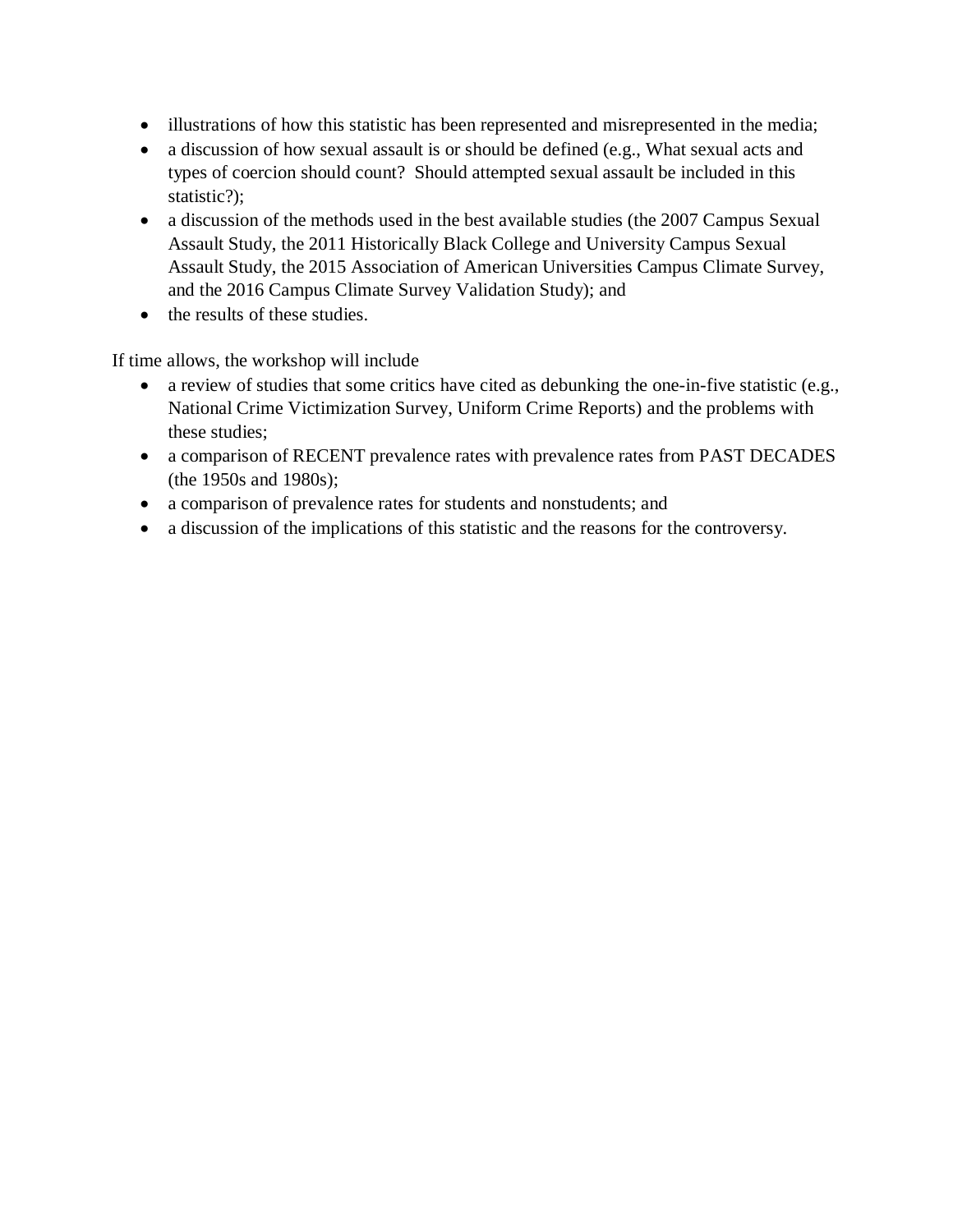- illustrations of how this statistic has been represented and misrepresented in the media;
- a discussion of how sexual assault is or should be defined (e.g., What sexual acts and types of coercion should count? Should attempted sexual assault be included in this statistic?);
- a discussion of the methods used in the best available studies (the 2007 Campus Sexual Assault Study, the 2011 Historically Black College and University Campus Sexual Assault Study, the 2015 Association of American Universities Campus Climate Survey, and the 2016 Campus Climate Survey Validation Study); and
- the results of these studies.

If time allows, the workshop will include

- a review of studies that some critics have cited as debunking the one-in-five statistic (e.g., National Crime Victimization Survey, Uniform Crime Reports) and the problems with these studies;
- a comparison of RECENT prevalence rates with prevalence rates from PAST DECADES (the 1950s and 1980s);
- a comparison of prevalence rates for students and nonstudents; and
- a discussion of the implications of this statistic and the reasons for the controversy.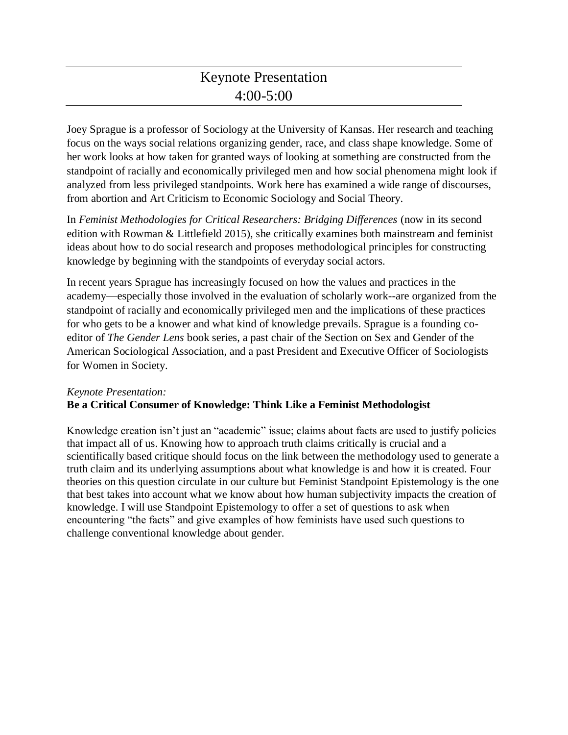# Keynote Presentation
# 4:00-5:00

Joey Sprague is a professor of Sociology at the University of Kansas. Her research and teaching focus on the ways social relations organizing gender, race, and class shape knowledge. Some of her work looks at how taken for granted ways of looking at something are constructed from the standpoint of racially and economically privileged men and how social phenomena might look if analyzed from less privileged standpoints. Work here has examined a wide range of discourses, from abortion and Art Criticism to Economic Sociology and Social Theory.

In *Feminist Methodologies for Critical Researchers: Bridging Differences* (now in its second edition with Rowman & Littlefield 2015), she critically examines both mainstream and feminist ideas about how to do social research and proposes methodological principles for constructing knowledge by beginning with the standpoints of everyday social actors.

In recent years Sprague has increasingly focused on how the values and practices in the academy—especially those involved in the evaluation of scholarly work--are organized from the standpoint of racially and economically privileged men and the implications of these practices for who gets to be a knower and what kind of knowledge prevails. Sprague is a founding co-editor of *The Gender Lens* book series, a past chair of the Section on Sex and Gender of the American Sociological Association, and a past President and Executive Officer of Sociologists for Women in Society.

*Keynote Presentation:*
**Be a Critical Consumer of Knowledge: Think Like a Feminist Methodologist**

Knowledge creation isn't just an "academic" issue; claims about facts are used to justify policies that impact all of us. Knowing how to approach truth claims critically is crucial and a scientifically based critique should focus on the link between the methodology used to generate a truth claim and its underlying assumptions about what knowledge is and how it is created. Four theories on this question circulate in our culture but Feminist Standpoint Epistemology is the one that best takes into account what we know about how human subjectivity impacts the creation of knowledge. I will use Standpoint Epistemology to offer a set of questions to ask when encountering "the facts" and give examples of how feminists have used such questions to challenge conventional knowledge about gender.